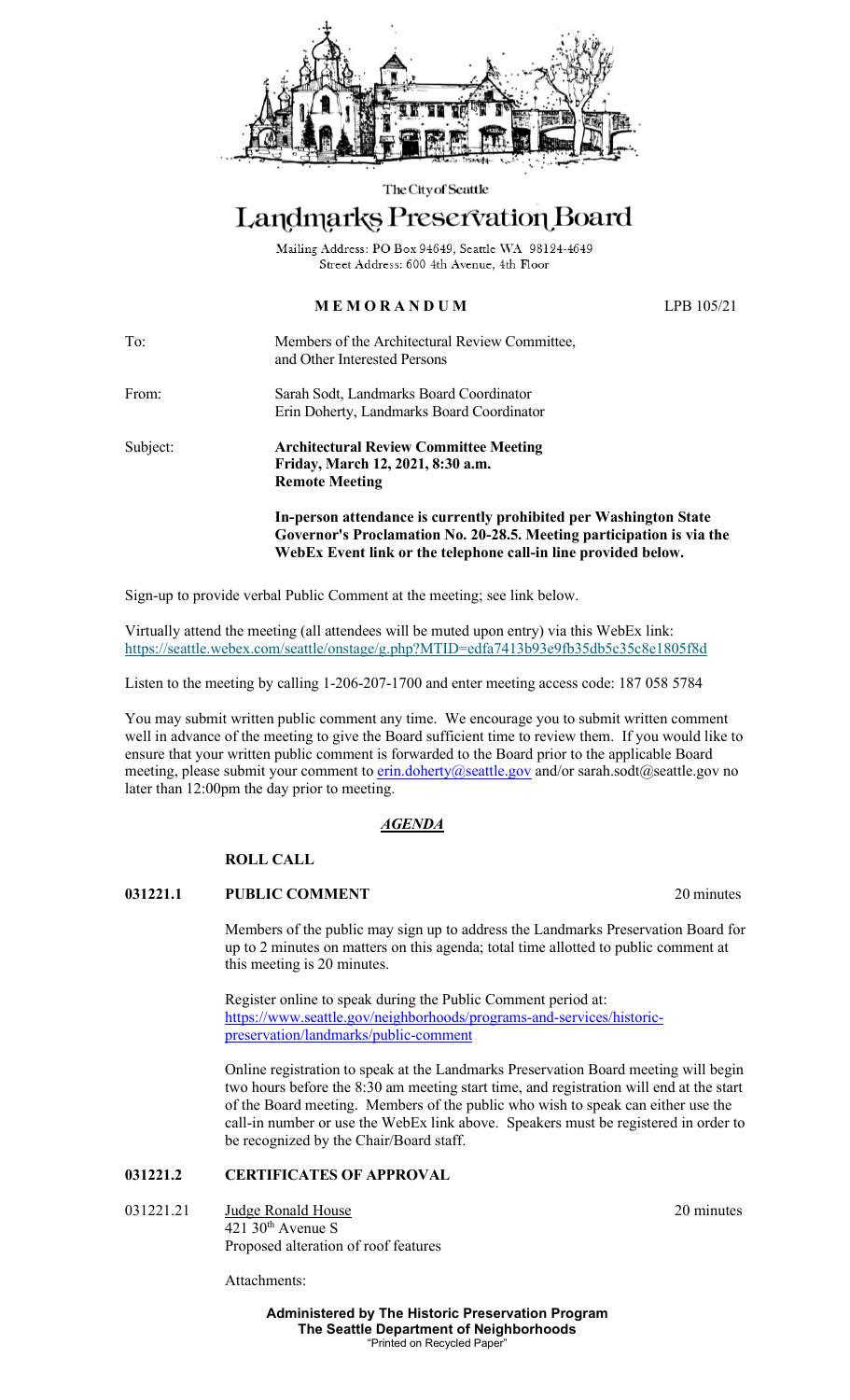The City of Seattle

# Landmarks Preservation Board

Mailing Address: PO Box 94649, Seattle WA 98124-4649
Street Address: 600 4th Avenue, 4th Floor

**MEMORANDUM** LPB 105/21

To: Members of the Architectural Review Committee, and Other Interested Persons

From: Sarah Sodt, Landmarks Board Coordinator
Erin Doherty, Landmarks Board Coordinator

Subject: **Architectural Review Committee Meeting**
**Friday, March 12, 2021, 8:30 a.m.**
**Remote Meeting**

**In-person attendance is currently prohibited per Washington State Governor's Proclamation No. 20-28.5. Meeting participation is via the WebEx Event link or the telephone call-in line provided below.**

Sign-up to provide verbal Public Comment at the meeting; see link below.

Virtually attend the meeting (all attendees will be muted upon entry) via this WebEx link:
https://seattle.webex.com/seattle/onstage/g.php?MTID=edfa7413b93e9fb35db5c35c8e1805f8d

Listen to the meeting by calling 1-206-207-1700 and enter meeting access code: 187 058 5784

You may submit written public comment any time. We encourage you to submit written comment well in advance of the meeting to give the Board sufficient time to review them. If you would like to ensure that your written public comment is forwarded to the Board prior to the applicable Board meeting, please submit your comment to erin.doherty@seattle.gov and/or sarah.sodt@seattle.gov no later than 12:00pm the day prior to meeting.

## *AGENDA*

**ROLL CALL**

**031221.1 PUBLIC COMMENT** 20 minutes

Members of the public may sign up to address the Landmarks Preservation Board for up to 2 minutes on matters on this agenda; total time allotted to public comment at this meeting is 20 minutes.

Register online to speak during the Public Comment period at:
https://www.seattle.gov/neighborhoods/programs-and-services/historic-preservation/landmarks/public-comment

Online registration to speak at the Landmarks Preservation Board meeting will begin two hours before the 8:30 am meeting start time, and registration will end at the start of the Board meeting. Members of the public who wish to speak can either use the call-in number or use the WebEx link above. Speakers must be registered in order to be recognized by the Chair/Board staff.

**031221.2 CERTIFICATES OF APPROVAL**

031221.21 Judge Ronald House 20 minutes
421 30th Avenue S
Proposed alteration of roof features

Attachments:

**Administered by The Historic Preservation Program**
**The Seattle Department of Neighborhoods**
"Printed on Recycled Paper"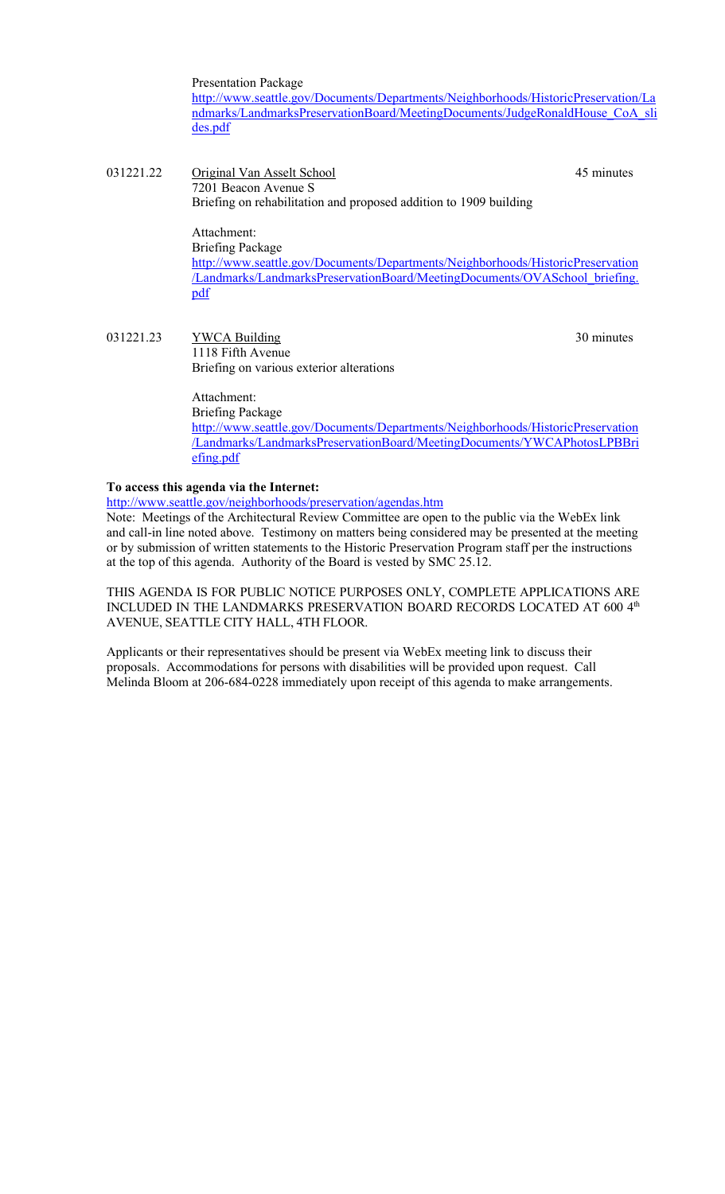Presentation Package
http://www.seattle.gov/Documents/Departments/Neighborhoods/HistoricPreservation/Landmarks/LandmarksPreservationBoard/MeetingDocuments/JudgeRonaldHouse_CoA_slides.pdf

031221.22 Original Van Asselt School 45 minutes
7201 Beacon Avenue S
Briefing on rehabilitation and proposed addition to 1909 building

Attachment:
Briefing Package
http://www.seattle.gov/Documents/Departments/Neighborhoods/HistoricPreservation/Landmarks/LandmarksPreservationBoard/MeetingDocuments/OVASchool_briefing.pdf

031221.23 YWCA Building 30 minutes
1118 Fifth Avenue
Briefing on various exterior alterations

Attachment:
Briefing Package
http://www.seattle.gov/Documents/Departments/Neighborhoods/HistoricPreservation/Landmarks/LandmarksPreservationBoard/MeetingDocuments/YWCAPhotosLPBBriefing.pdf

**To access this agenda via the Internet:**
http://www.seattle.gov/neighborhoods/preservation/agendas.htm
Note: Meetings of the Architectural Review Committee are open to the public via the WebEx link and call-in line noted above. Testimony on matters being considered may be presented at the meeting or by submission of written statements to the Historic Preservation Program staff per the instructions at the top of this agenda. Authority of the Board is vested by SMC 25.12.

THIS AGENDA IS FOR PUBLIC NOTICE PURPOSES ONLY, COMPLETE APPLICATIONS ARE INCLUDED IN THE LANDMARKS PRESERVATION BOARD RECORDS LOCATED AT 600 4th AVENUE, SEATTLE CITY HALL, 4TH FLOOR.

Applicants or their representatives should be present via WebEx meeting link to discuss their proposals. Accommodations for persons with disabilities will be provided upon request. Call Melinda Bloom at 206-684-0228 immediately upon receipt of this agenda to make arrangements.